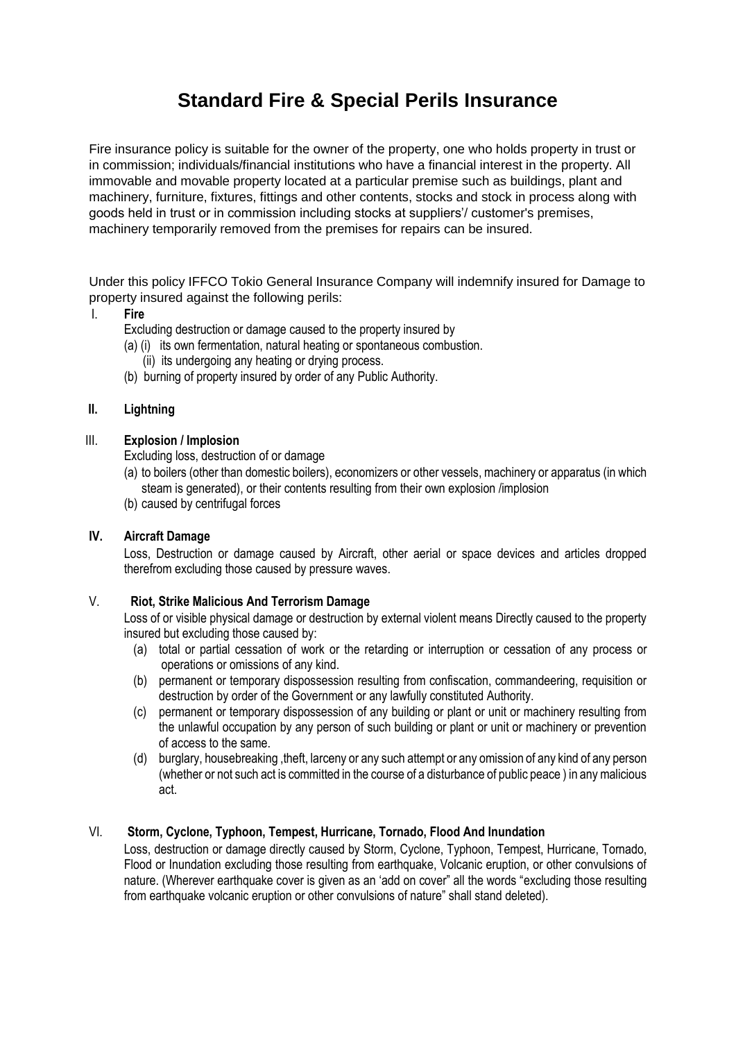# Standard Fire & Special Perils Insurance

Fire insurance policy is suitable for the owner of the property, one who holds property in trust or in commission; individuals/financial institutions who have a financial interest in the property. All immovable and movable property located at a particular premise such as buildings, plant and machinery, furniture, fixtures, fittings and other contents, stocks and stock in process along with goods held in trust or in commission including stocks at suppliers'/ customer's premises, machinery temporarily removed from the premises for repairs can be insured.

Under this policy IFFCO Tokio General Insurance Company will indemnify insured for Damage to property insured against the following perils:

I. **Fire**

Excluding destruction or damage caused to the property insured by

(a) (i) its own fermentation, natural heating or spontaneous combustion.

(ii) its undergoing any heating or drying process.

(b) burning of property insured by order of any Public Authority.

**II. Lightning**

III. **Explosion / Implosion**

Excluding loss, destruction of or damage

(a) to boilers (other than domestic boilers), economizers or other vessels, machinery or apparatus (in which steam is generated), or their contents resulting from their own explosion /implosion

(b) caused by centrifugal forces

**IV. Aircraft Damage**

Loss, Destruction or damage caused by Aircraft, other aerial or space devices and articles dropped therefrom excluding those caused by pressure waves.

V. **Riot, Strike Malicious And Terrorism Damage**

Loss of or visible physical damage or destruction by external violent means Directly caused to the property insured but excluding those caused by:

(a) total or partial cessation of work or the retarding or interruption or cessation of any process or operations or omissions of any kind.

(b) permanent or temporary dispossession resulting from confiscation, commandeering, requisition or destruction by order of the Government or any lawfully constituted Authority.

(c) permanent or temporary dispossession of any building or plant or unit or machinery resulting from the unlawful occupation by any person of such building or plant or unit or machinery or prevention of access to the same.

(d) burglary, housebreaking ,theft, larceny or any such attempt or any omission of any kind of any person (whether or not such act is committed in the course of a disturbance of public peace ) in any malicious act.

VI. **Storm, Cyclone, Typhoon, Tempest, Hurricane, Tornado, Flood And Inundation**

Loss, destruction or damage directly caused by Storm, Cyclone, Typhoon, Tempest, Hurricane, Tornado, Flood or Inundation excluding those resulting from earthquake, Volcanic eruption, or other convulsions of nature. (Wherever earthquake cover is given as an 'add on cover" all the words "excluding those resulting from earthquake volcanic eruption or other convulsions of nature" shall stand deleted).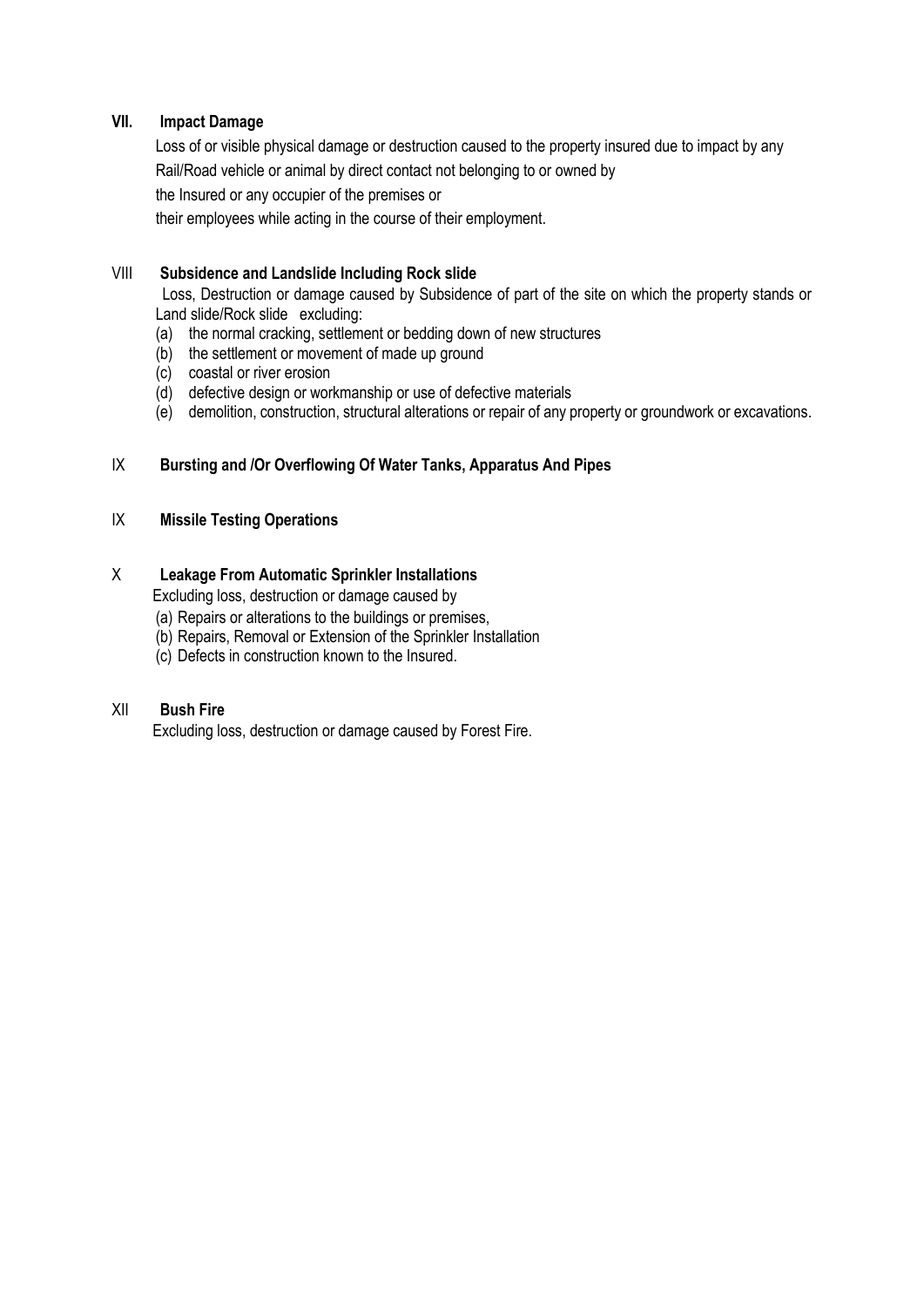### VII. Impact Damage

Loss of or visible physical damage or destruction caused to the property insured due to impact by any Rail/Road vehicle or animal by direct contact not belonging to or owned by

the Insured or any occupier of the premises or

their employees while acting in the course of their employment.

### VIII Subsidence and Landslide Including Rock slide

Loss, Destruction or damage caused by Subsidence of part of the site on which the property stands or Land slide/Rock slide excluding:

(a) the normal cracking, settlement or bedding down of new structures
(b) the settlement or movement of made up ground
(c) coastal or river erosion
(d) defective design or workmanship or use of defective materials
(e) demolition, construction, structural alterations or repair of any property or groundwork or excavations.

### IX Bursting and /Or Overflowing Of Water Tanks, Apparatus And Pipes

### IX Missile Testing Operations

### X Leakage From Automatic Sprinkler Installations

Excluding loss, destruction or damage caused by

(a) Repairs or alterations to the buildings or premises,
(b) Repairs, Removal or Extension of the Sprinkler Installation
(c) Defects in construction known to the Insured.

### XII Bush Fire

Excluding loss, destruction or damage caused by Forest Fire.